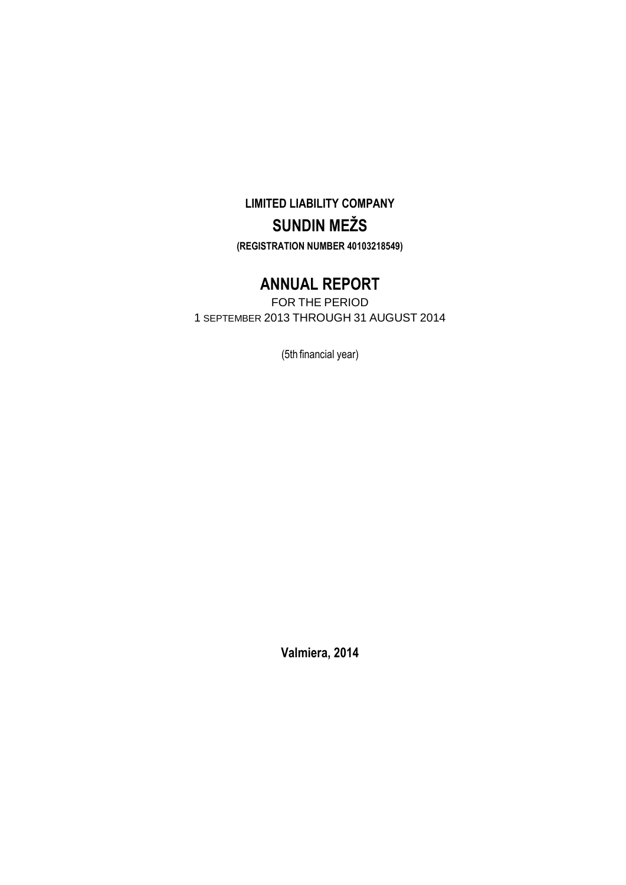**LIMITED LIABILITY COMPANY**

# SUNDIN MEŽS

**(REGISTRATION NUMBER 40103218549)**

# ANNUAL REPORT

FOR THE PERIOD
1 SEPTEMBER 2013 THROUGH 31 AUGUST 2014

(5th financial year)

**Valmiera, 2014**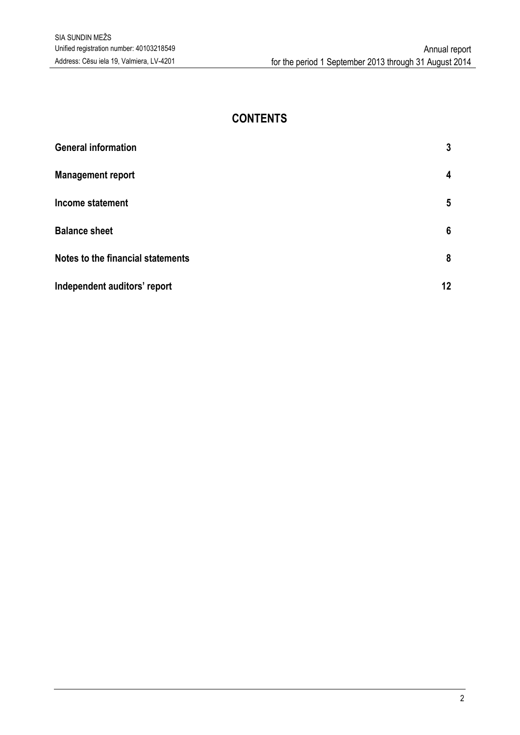# CONTENTS

| | |
|---|---|
| **General information** | **3** |
| **Management report** | **4** |
| **Income statement** | **5** |
| **Balance sheet** | **6** |
| **Notes to the financial statements** | **8** |
| **Independent auditors' report** | **12** |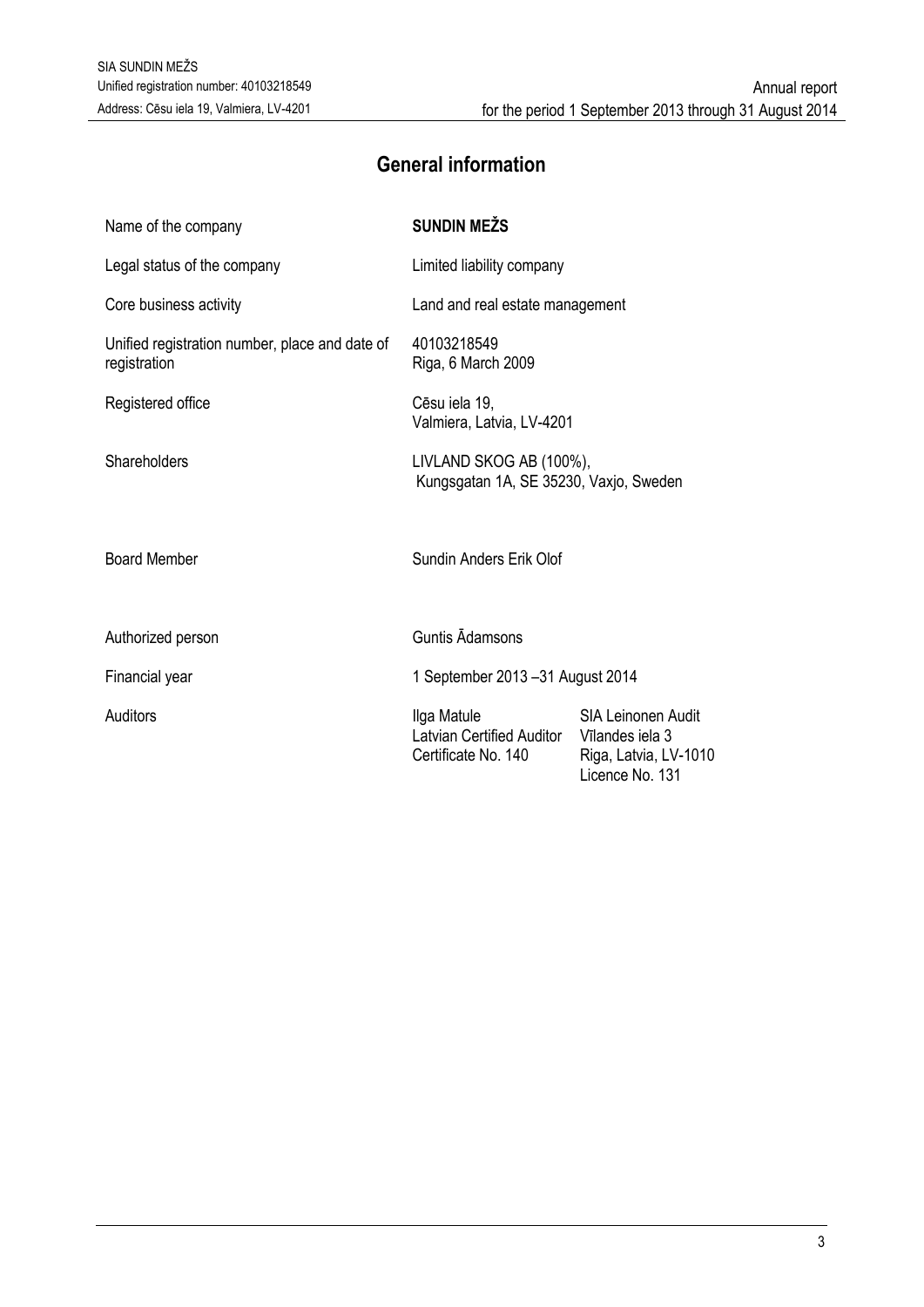# General information

| | | |
|---|---|---|
| Name of the company | **SUNDIN MEŽS** | |
| Legal status of the company | Limited liability company | |
| Core business activity | Land and real estate management | |
| Unified registration number, place and date of registration | 40103218549<br>Riga, 6 March 2009 | |
| Registered office | Cēsu iela 19,<br>Valmiera, Latvia, LV-4201 | |
| Shareholders | LIVLAND SKOG AB (100%),<br>Kungsgatan 1A, SE 35230, Vaxjo, Sweden | |
| Board Member | Sundin Anders Erik Olof | |
| Authorized person | Guntis Ādamsons | |
| Financial year | 1 September 2013 –31 August 2014 | |
| Auditors | Ilga Matule<br>Latvian Certified Auditor<br>Certificate No. 140 | SIA Leinonen Audit<br>Vīlandes iela 3<br>Riga, Latvia, LV-1010<br>Licence No. 131 |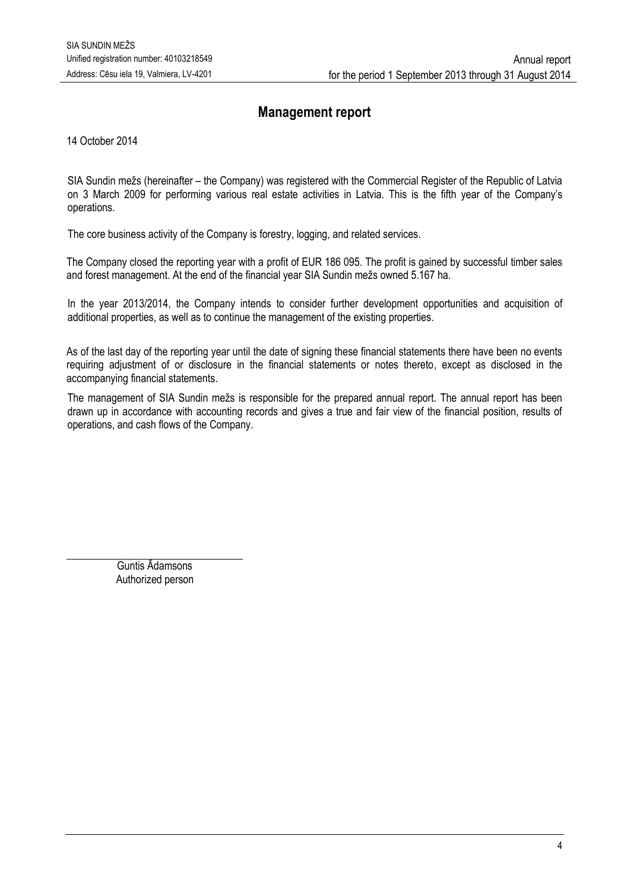# Management report

14 October 2014

SIA Sundin mežs (hereinafter – the Company) was registered with the Commercial Register of the Republic of Latvia on 3 March 2009 for performing various real estate activities in Latvia. This is the fifth year of the Company's operations.

The core business activity of the Company is forestry, logging, and related services.

The Company closed the reporting year with a profit of EUR 186 095. The profit is gained by successful timber sales and forest management. At the end of the financial year SIA Sundin mežs owned 5.167 ha.

In the year 2013/2014, the Company intends to consider further development opportunities and acquisition of additional properties, as well as to continue the management of the existing properties.

As of the last day of the reporting year until the date of signing these financial statements there have been no events requiring adjustment of or disclosure in the financial statements or notes thereto, except as disclosed in the accompanying financial statements.

The management of SIA Sundin mežs is responsible for the prepared annual report. The annual report has been drawn up in accordance with accounting records and gives a true and fair view of the financial position, results of operations, and cash flows of the Company.

Guntis Ādamsons
Authorized person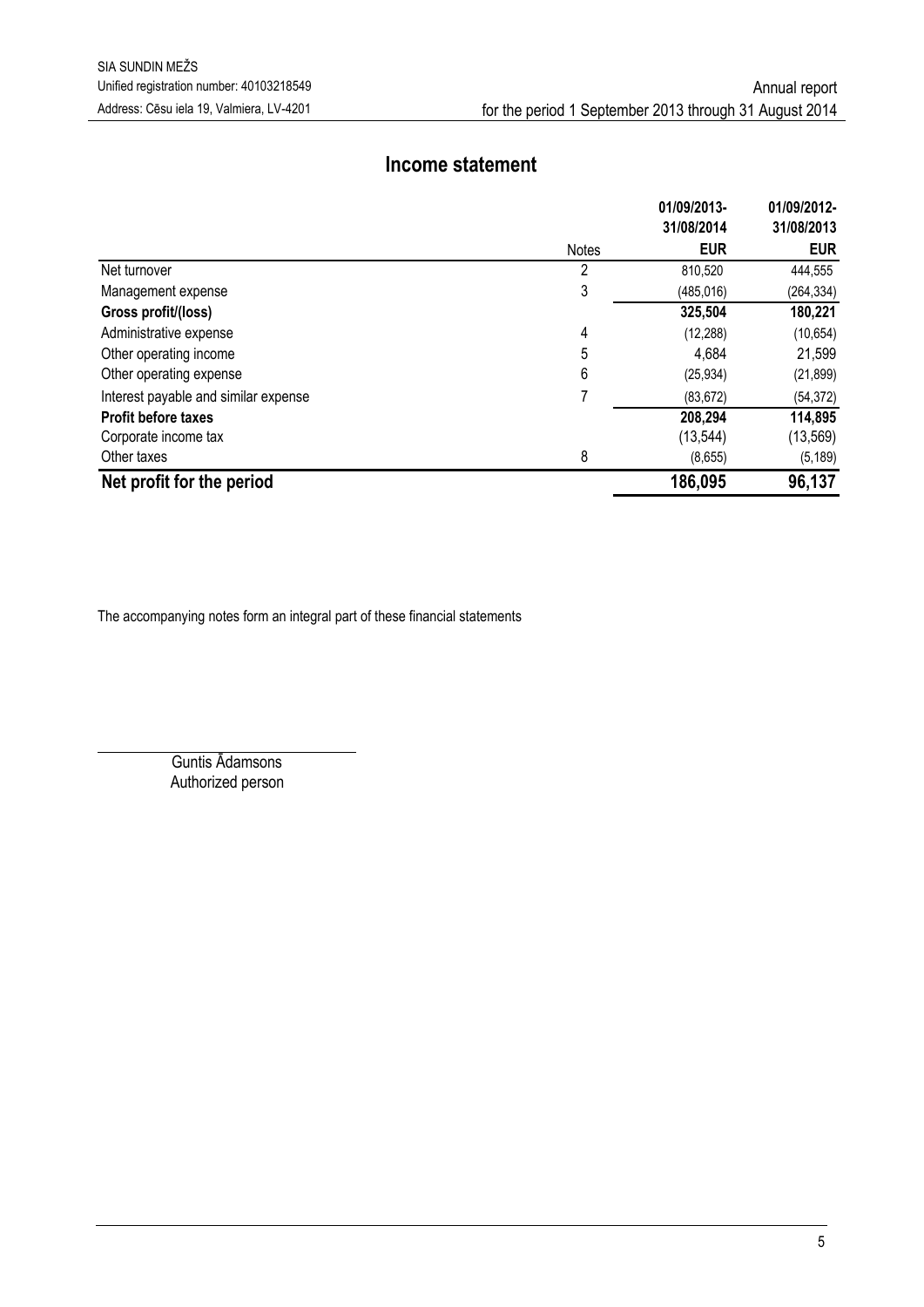# Income statement

| | Notes | 01/09/2013-31/08/2014 EUR | 01/09/2012-31/08/2013 EUR |
|---|---|---|---|
| Net turnover | 2 | 810,520 | 444,555 |
| Management expense | 3 | (485,016) | (264,334) |
| **Gross profit/(loss)** | | **325,504** | **180,221** |
| Administrative expense | 4 | (12,288) | (10,654) |
| Other operating income | 5 | 4,684 | 21,599 |
| Other operating expense | 6 | (25,934) | (21,899) |
| Interest payable and similar expense | 7 | (83,672) | (54,372) |
| **Profit before taxes** | | **208,294** | **114,895** |
| Corporate income tax | | (13,544) | (13,569) |
| Other taxes | 8 | (8,655) | (5,189) |
| **Net profit for the period** | | **186,095** | **96,137** |

The accompanying notes form an integral part of these financial statements

Guntis Ādamsons
Authorized person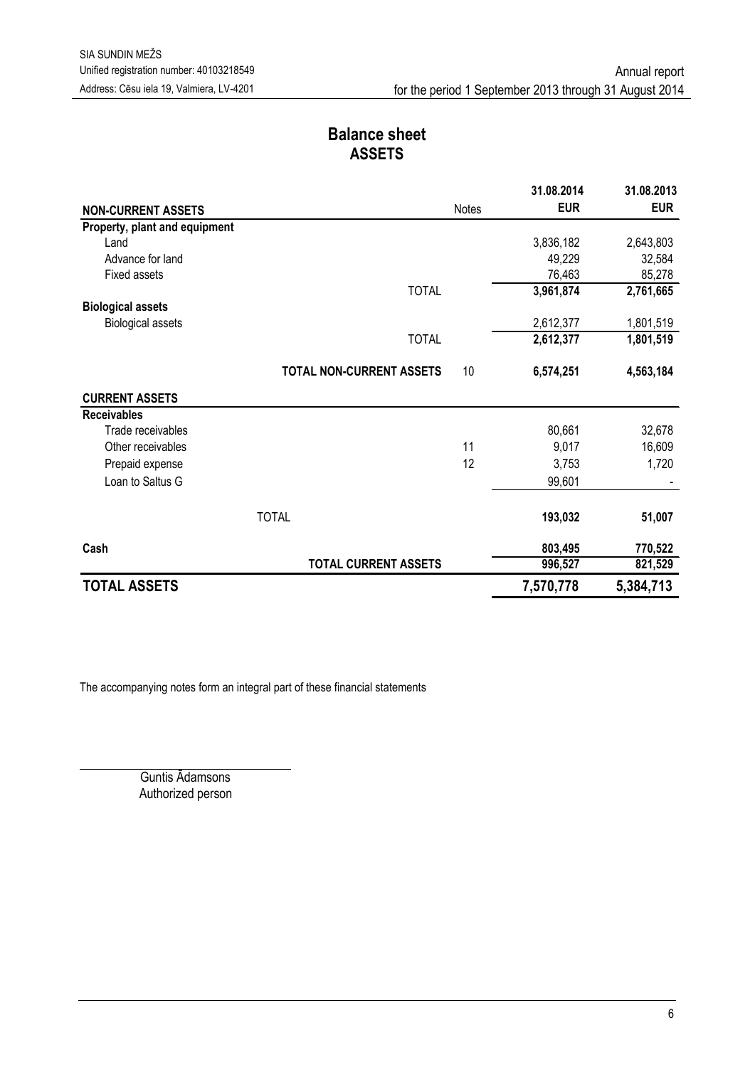# Balance sheet
## ASSETS

| NON-CURRENT ASSETS | Notes | 31.08.2014 EUR | 31.08.2013 EUR |
|---|---|---|---|
| **Property, plant and equipment** | | | |
| Land | | 3,836,182 | 2,643,803 |
| Advance for land | | 49,229 | 32,584 |
| Fixed assets | | 76,463 | 85,278 |
| TOTAL | | **3,961,874** | **2,761,665** |
| **Biological assets** | | | |
| Biological assets | | 2,612,377 | 1,801,519 |
| TOTAL | | **2,612,377** | **1,801,519** |
| **TOTAL NON-CURRENT ASSETS** | 10 | **6,574,251** | **4,563,184** |
| **CURRENT ASSETS** | | | |
| **Receivables** | | | |
| Trade receivables | | 80,661 | 32,678 |
| Other receivables | 11 | 9,017 | 16,609 |
| Prepaid expense | 12 | 3,753 | 1,720 |
| Loan to Saltus G | | 99,601 | - |
| TOTAL | | **193,032** | **51,007** |
| **Cash** | | **803,495** | **770,522** |
| **TOTAL CURRENT ASSETS** | | **996,527** | **821,529** |
| **TOTAL ASSETS** | | **7,570,778** | **5,384,713** |

The accompanying notes form an integral part of these financial statements

Guntis Ādamsons
Authorized person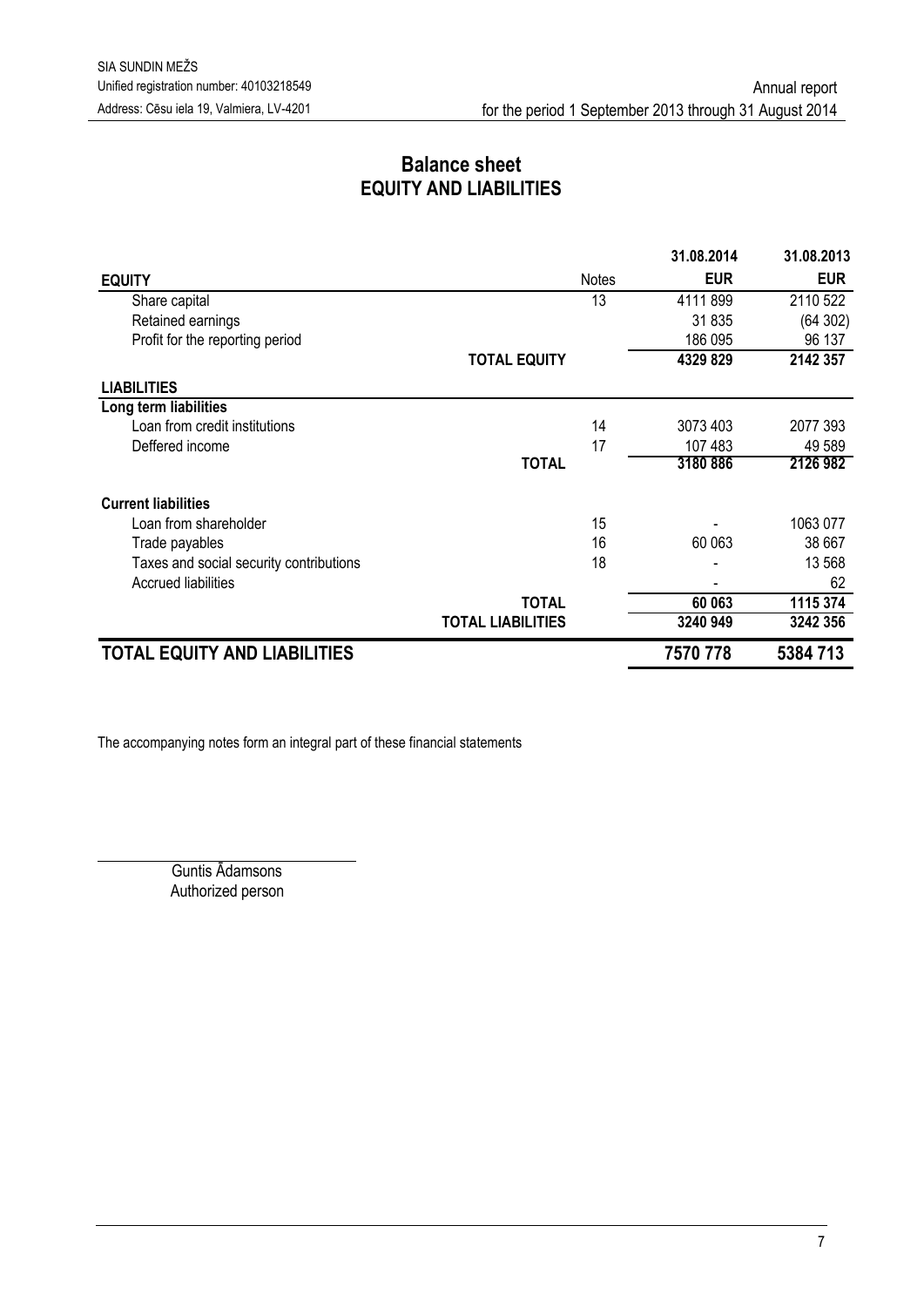SIA SUNDIN MEŽS
Unified registration number: 40103218549
Address: Cēsu iela 19, Valmiera, LV-4201

Annual report
for the period 1 September 2013 through 31 August 2014

# Balance sheet
## EQUITY AND LIABILITIES

| | | Notes | 31.08.2014 EUR | 31.08.2013 EUR |
|---|---|---|---|---|
| **EQUITY** | | | | |
| Share capital | | 13 | 4111 899 | 2110 522 |
| Retained earnings | | | 31 835 | (64 302) |
| Profit for the reporting period | | | 186 095 | 96 137 |
| | **TOTAL EQUITY** | | **4329 829** | **2142 357** |
| **LIABILITIES** | | | | |
| **Long term liabilities** | | | | |
| Loan from credit institutions | | 14 | 3073 403 | 2077 393 |
| Deffered income | | 17 | 107 483 | 49 589 |
| | **TOTAL** | | **3180 886** | **2126 982** |
| **Current liabilities** | | | | |
| Loan from shareholder | | 15 | - | 1063 077 |
| Trade payables | | 16 | 60 063 | 38 667 |
| Taxes and social security contributions | | 18 | - | 13 568 |
| Accrued liabilities | | | - | 62 |
| | **TOTAL** | | **60 063** | **1115 374** |
| | **TOTAL LIABILITIES** | | **3240 949** | **3242 356** |
| **TOTAL EQUITY AND LIABILITIES** | | | **7570 778** | **5384 713** |

The accompanying notes form an integral part of these financial statements

Guntis Ādamsons
Authorized person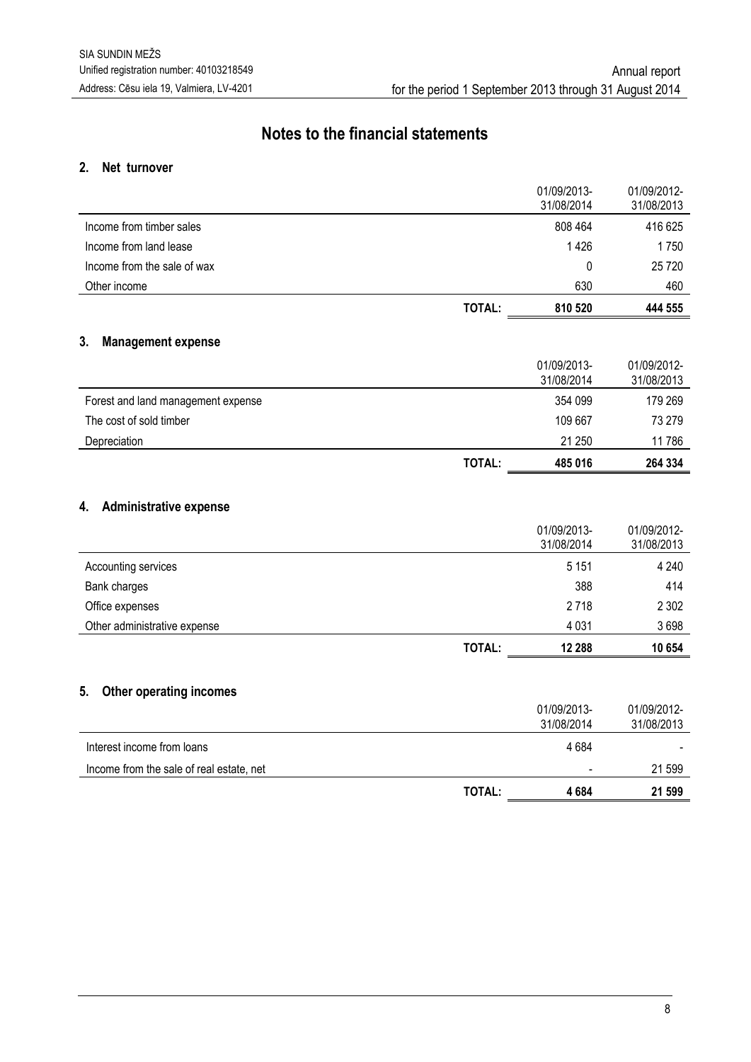# Notes to the financial statements

## 2. Net turnover

| | | 01/09/2013-31/08/2014 | 01/09/2012-31/08/2013 |
|---|---|---|---|
| Income from timber sales | | 808 464 | 416 625 |
| Income from land lease | | 1 426 | 1 750 |
| Income from the sale of wax | | 0 | 25 720 |
| Other income | | 630 | 460 |
| | **TOTAL:** | **810 520** | **444 555** |

## 3. Management expense

| | | 01/09/2013-31/08/2014 | 01/09/2012-31/08/2013 |
|---|---|---|---|
| Forest and land management expense | | 354 099 | 179 269 |
| The cost of sold timber | | 109 667 | 73 279 |
| Depreciation | | 21 250 | 11 786 |
| | **TOTAL:** | **485 016** | **264 334** |

## 4. Administrative expense

| | | 01/09/2013-31/08/2014 | 01/09/2012-31/08/2013 |
|---|---|---|---|
| Accounting services | | 5 151 | 4 240 |
| Bank charges | | 388 | 414 |
| Office expenses | | 2 718 | 2 302 |
| Other administrative expense | | 4 031 | 3 698 |
| | **TOTAL:** | **12 288** | **10 654** |

## 5. Other operating incomes

| | | 01/09/2013-31/08/2014 | 01/09/2012-31/08/2013 |
|---|---|---|---|
| Interest income from loans | | 4 684 | - |
| Income from the sale of real estate, net | | - | 21 599 |
| | **TOTAL:** | **4 684** | **21 599** |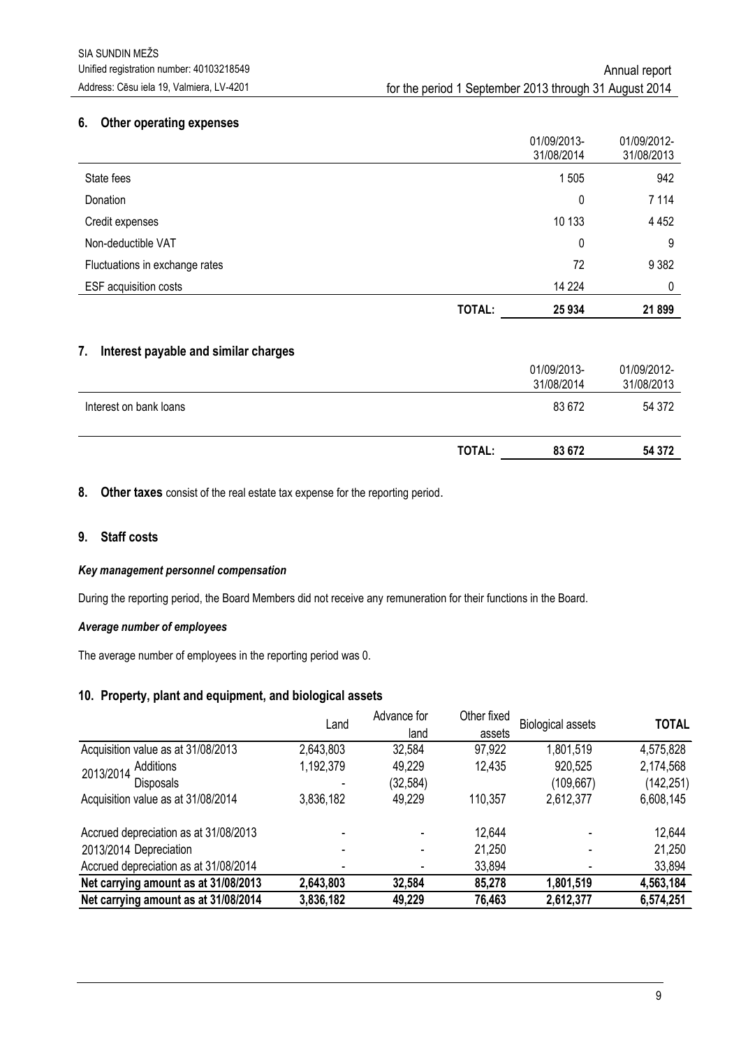## 6. Other operating expenses

| | | 01/09/2013-31/08/2014 | 01/09/2012-31/08/2013 |
|---|---|---|---|
| State fees | | 1 505 | 942 |
| Donation | | 0 | 7 114 |
| Credit expenses | | 10 133 | 4 452 |
| Non-deductible VAT | | 0 | 9 |
| Fluctuations in exchange rates | | 72 | 9 382 |
| ESF acquisition costs | | 14 224 | 0 |
| | **TOTAL:** | **25 934** | **21 899** |

## 7. Interest payable and similar charges

| | | 01/09/2013-31/08/2014 | 01/09/2012-31/08/2013 |
|---|---|---|---|
| Interest on bank loans | | 83 672 | 54 372 |
| | **TOTAL:** | **83 672** | **54 372** |

## 8. **Other taxes** consist of the real estate tax expense for the reporting period.

## 9. Staff costs

### *Key management personnel compensation*

During the reporting period, the Board Members did not receive any remuneration for their functions in the Board.

### *Average number of employees*

The average number of employees in the reporting period was 0.

## 10. Property, plant and equipment, and biological assets

| | Land | Advance for land | Other fixed assets | Biological assets | **TOTAL** |
|---|---|---|---|---|---|
| Acquisition value as at 31/08/2013 | 2,643,803 | 32,584 | 97,922 | 1,801,519 | 4,575,828 |
| 2013/2014 Additions | 1,192,379 | 49,229 | 12,435 | 920,525 | 2,174,568 |
| 2013/2014 Disposals | - | (32,584) | | (109,667) | (142,251) |
| Acquisition value as at 31/08/2014 | 3,836,182 | 49,229 | 110,357 | 2,612,377 | 6,608,145 |
| | | | | | |
| Accrued depreciation as at 31/08/2013 | - | - | 12,644 | - | 12,644 |
| 2013/2014 Depreciation | - | - | 21,250 | - | 21,250 |
| Accrued depreciation as at 31/08/2014 | - | - | 33,894 | - | 33,894 |
| **Net carrying amount as at 31/08/2013** | **2,643,803** | **32,584** | **85,278** | **1,801,519** | **4,563,184** |
| **Net carrying amount as at 31/08/2014** | **3,836,182** | **49,229** | **76,463** | **2,612,377** | **6,574,251** |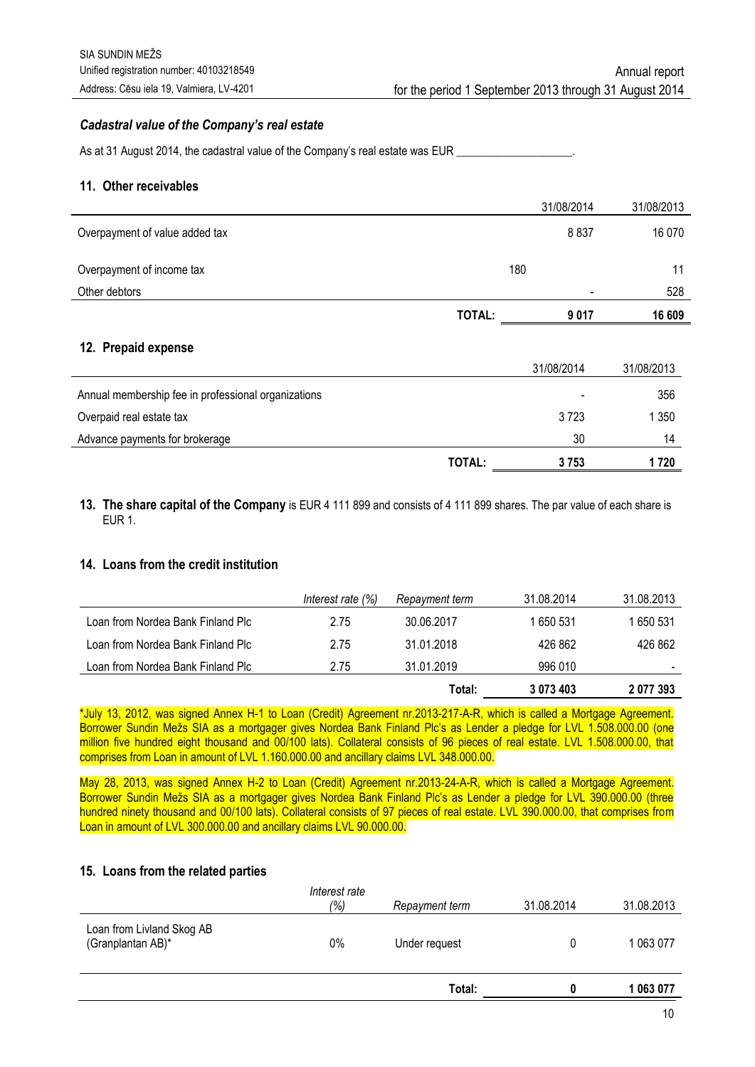### *Cadastral value of the Company's real estate*

As at 31 August 2014, the cadastral value of the Company's real estate was EUR ___________________.

### 11. Other receivables

| | | 31/08/2014 | 31/08/2013 |
|---|---|---|---|
| Overpayment of value added tax | | 8 837 | 16 070 |
| Overpayment of income tax | | 180 | 11 |
| Other debtors | | - | 528 |
| | **TOTAL:** | **9 017** | **16 609** |

### 12. Prepaid expense

| | | 31/08/2014 | 31/08/2013 |
|---|---|---|---|
| Annual membership fee in professional organizations | | - | 356 |
| Overpaid real estate tax | | 3 723 | 1 350 |
| Advance payments for brokerage | | 30 | 14 |
| | **TOTAL:** | **3 753** | **1 720** |

**13. The share capital of the Company** is EUR 4 111 899 and consists of 4 111 899 shares. The par value of each share is EUR 1.

### 14. Loans from the credit institution

| | *Interest rate (%)* | *Repayment term* | 31.08.2014 | 31.08.2013 |
|---|---|---|---|---|
| Loan from Nordea Bank Finland Plc | 2.75 | 30.06.2017 | 1 650 531 | 1 650 531 |
| Loan from Nordea Bank Finland Plc | 2.75 | 31.01.2018 | 426 862 | 426 862 |
| Loan from Nordea Bank Finland Plc | 2.75 | 31.01.2019 | 996 010 | - |
| | | **Total:** | **3 073 403** | **2 077 393** |

*July 13, 2012, was signed Annex H-1 to Loan (Credit) Agreement nr.2013-217-A-R, which is called a Mortgage Agreement. Borrower Sundin Mežs SIA as a mortgager gives Nordea Bank Finland Plc's as Lender a pledge for LVL 1.508.000.00 (one million five hundred eight thousand and 00/100 lats). Collateral consists of 96 pieces of real estate. LVL 1.508.000.00, that comprises from Loan in amount of LVL 1.160.000.00 and ancillary claims LVL 348.000.00.

May 28, 2013, was signed Annex H-2 to Loan (Credit) Agreement nr.2013-24-A-R, which is called a Mortgage Agreement. Borrower Sundin Mežs SIA as a mortgager gives Nordea Bank Finland Plc's as Lender a pledge for LVL 390.000.00 (three hundred ninety thousand and 00/100 lats). Collateral consists of 97 pieces of real estate. LVL 390.000.00, that comprises from Loan in amount of LVL 300.000.00 and ancillary claims LVL 90.000.00.

### 15. Loans from the related parties

| | *Interest rate (%)* | *Repayment term* | 31.08.2014 | 31.08.2013 |
|---|---|---|---|---|
| Loan from Livland Skog AB (Granplantan AB)* | 0% | Under request | 0 | 1 063 077 |
| | | **Total:** | **0** | **1 063 077** |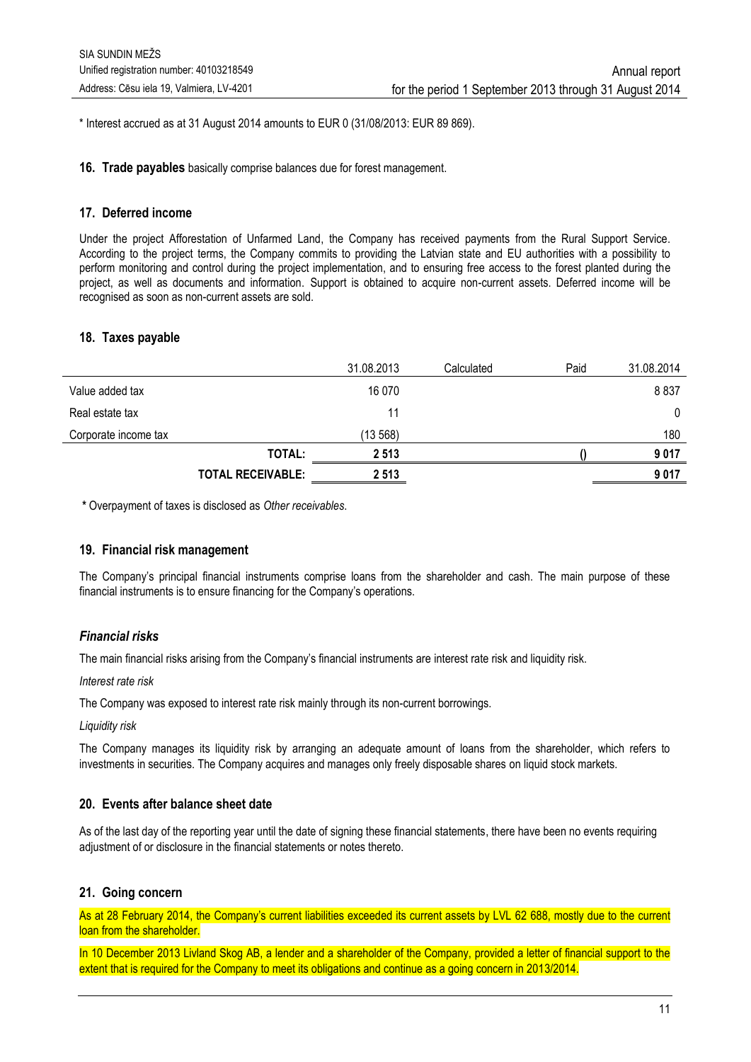* Interest accrued as at 31 August 2014 amounts to EUR 0 (31/08/2013: EUR 89 869).

**16. Trade payables** basically comprise balances due for forest management.

## 17. Deferred income

Under the project Afforestation of Unfarmed Land, the Company has received payments from the Rural Support Service. According to the project terms, the Company commits to providing the Latvian state and EU authorities with a possibility to perform monitoring and control during the project implementation, and to ensuring free access to the forest planted during the project, as well as documents and information. Support is obtained to acquire non-current assets. Deferred income will be recognised as soon as non-current assets are sold.

## 18. Taxes payable

| | 31.08.2013 | Calculated | Paid | 31.08.2014 |
|---|---|---|---|---|
| Value added tax | 16 070 | | | 8 837 |
| Real estate tax | 11 | | | 0 |
| Corporate income tax | (13 568) | | | 180 |
| **TOTAL:** | **2 513** | | **()** | **9 017** |
| **TOTAL RECEIVABLE:** | **2 513** | | | **9 017** |

**\*** Overpayment of taxes is disclosed as *Other receivables*.

## 19. Financial risk management

The Company's principal financial instruments comprise loans from the shareholder and cash. The main purpose of these financial instruments is to ensure financing for the Company's operations.

### *Financial risks*

The main financial risks arising from the Company's financial instruments are interest rate risk and liquidity risk.

*Interest rate risk*

The Company was exposed to interest rate risk mainly through its non-current borrowings.

*Liquidity risk*

The Company manages its liquidity risk by arranging an adequate amount of loans from the shareholder, which refers to investments in securities. The Company acquires and manages only freely disposable shares on liquid stock markets.

## 20. Events after balance sheet date

As of the last day of the reporting year until the date of signing these financial statements, there have been no events requiring adjustment of or disclosure in the financial statements or notes thereto.

## 21. Going concern

As at 28 February 2014, the Company's current liabilities exceeded its current assets by LVL 62 688, mostly due to the current loan from the shareholder.

In 10 December 2013 Livland Skog AB, a lender and a shareholder of the Company, provided a letter of financial support to the extent that is required for the Company to meet its obligations and continue as a going concern in 2013/2014.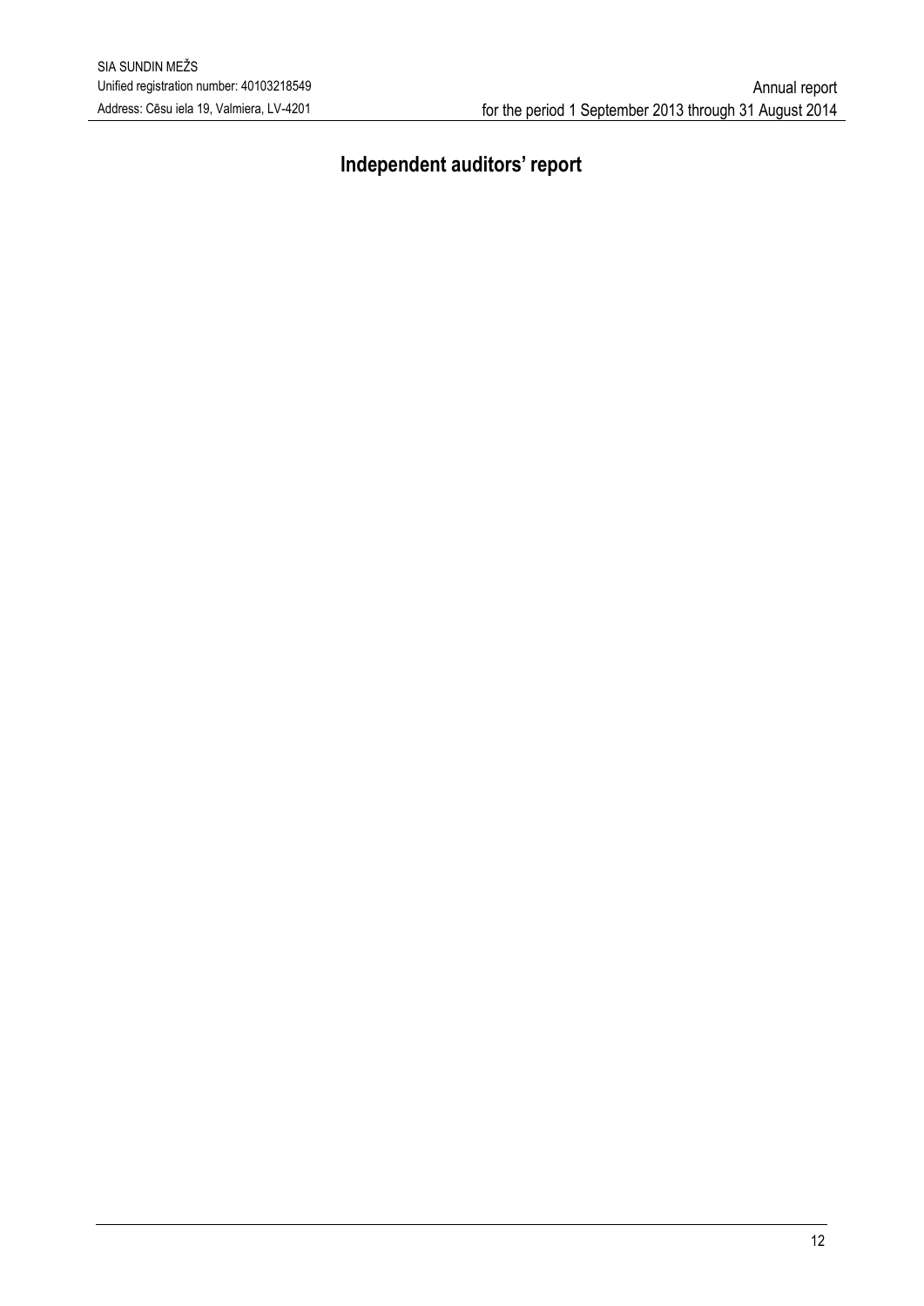# Independent auditors' report